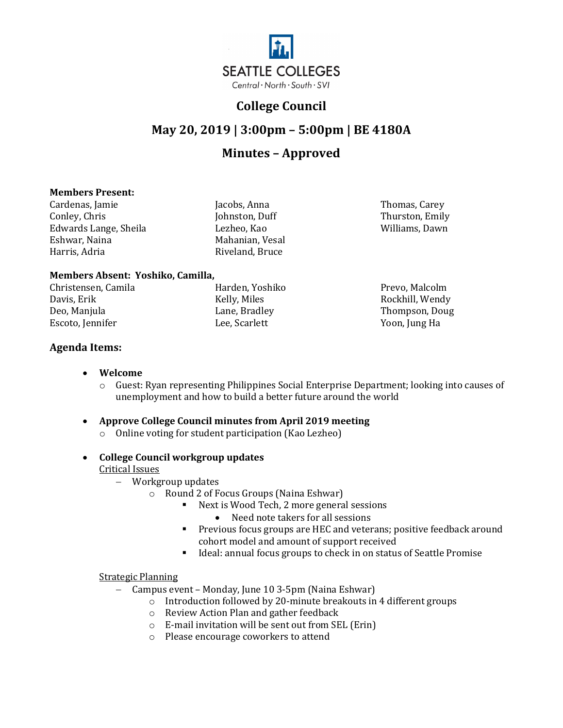SEATTLE COLLEGES

Central · North · South · SVI

# College Council

## May 20, 2019 | 3:00pm – 5:00pm | BE 4180A

## Minutes – Approved

**Members Present:**

Cardenas, Jamie
Conley, Chris
Edwards Lange, Sheila
Eshwar, Naina
Harris, Adria
Jacobs, Anna
Johnston, Duff
Lezheo, Kao
Mahanian, Vesal
Riveland, Bruce
Thomas, Carey
Thurston, Emily
Williams, Dawn

**Members Absent: Yoshiko, Camilla,**

Christensen, Camila
Davis, Erik
Deo, Manjula
Escoto, Jennifer
Harden, Yoshiko
Kelly, Miles
Lane, Bradley
Lee, Scarlett
Prevo, Malcolm
Rockhill, Wendy
Thompson, Doug
Yoon, Jung Ha

### Agenda Items:

- **Welcome**
  - Guest: Ryan representing Philippines Social Enterprise Department; looking into causes of unemployment and how to build a better future around the world
- **Approve College Council minutes from April 2019 meeting**
  - Online voting for student participation (Kao Lezheo)
- **College Council workgroup updates**

  Critical Issues
  - Workgroup updates
    - Round 2 of Focus Groups (Naina Eshwar)
      - Next is Wood Tech, 2 more general sessions
        - Need note takers for all sessions
      - Previous focus groups are HEC and veterans; positive feedback around cohort model and amount of support received
      - Ideal: annual focus groups to check in on status of Seattle Promise

  Strategic Planning
  - Campus event – Monday, June 10 3-5pm (Naina Eshwar)
    - Introduction followed by 20-minute breakouts in 4 different groups
    - Review Action Plan and gather feedback
    - E-mail invitation will be sent out from SEL (Erin)
    - Please encourage coworkers to attend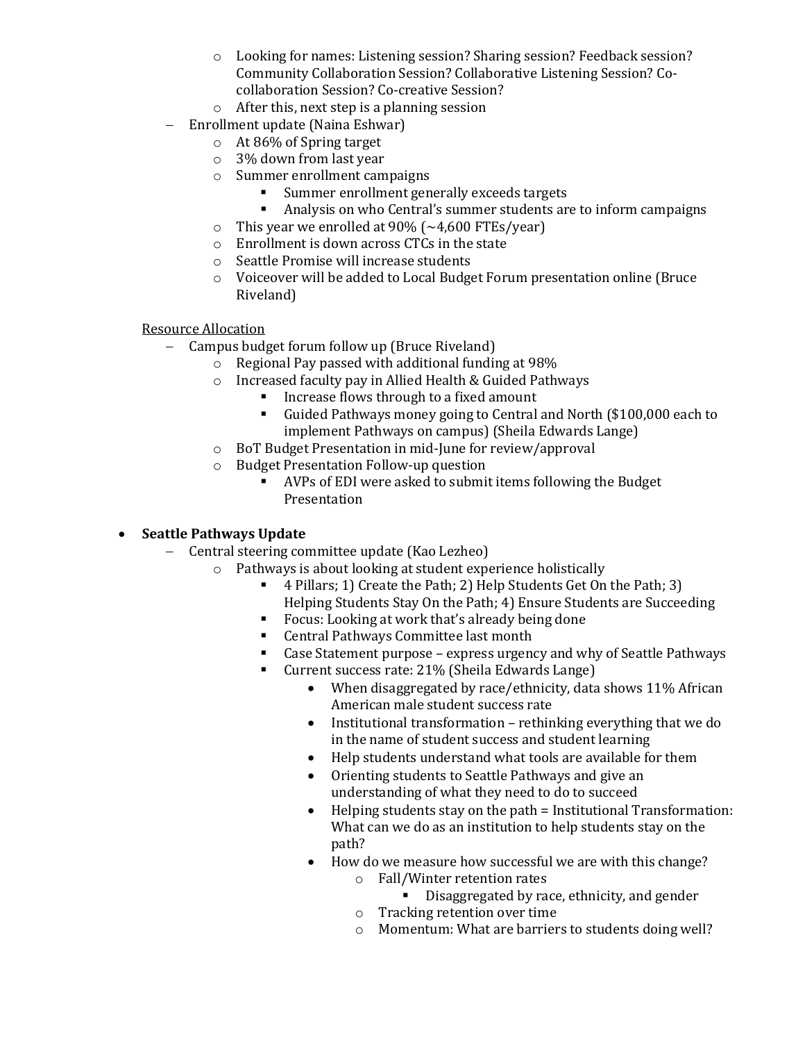- Looking for names: Listening session? Sharing session? Feedback session? Community Collaboration Session? Collaborative Listening Session? Co-collaboration Session? Co-creative Session?
      - After this, next step is a planning session
  - Enrollment update (Naina Eshwar)
      - At 86% of Spring target
      - 3% down from last year
      - Summer enrollment campaigns
          - Summer enrollment generally exceeds targets
          - Analysis on who Central's summer students are to inform campaigns
      - This year we enrolled at 90% (~4,600 FTEs/year)
      - Enrollment is down across CTCs in the state
      - Seattle Promise will increase students
      - Voiceover will be added to Local Budget Forum presentation online (Bruce Riveland)

<u>Resource Allocation</u>

  - Campus budget forum follow up (Bruce Riveland)
      - Regional Pay passed with additional funding at 98%
      - Increased faculty pay in Allied Health & Guided Pathways
          - Increase flows through to a fixed amount
          - Guided Pathways money going to Central and North ($100,000 each to implement Pathways on campus) (Sheila Edwards Lange)
      - BoT Budget Presentation in mid-June for review/approval
      - Budget Presentation Follow-up question
          - AVPs of EDI were asked to submit items following the Budget Presentation

- **Seattle Pathways Update**
  - Central steering committee update (Kao Lezheo)
      - Pathways is about looking at student experience holistically
          - 4 Pillars; 1) Create the Path; 2) Help Students Get On the Path; 3) Helping Students Stay On the Path; 4) Ensure Students are Succeeding
          - Focus: Looking at work that's already being done
          - Central Pathways Committee last month
          - Case Statement purpose – express urgency and why of Seattle Pathways
          - Current success rate: 21% (Sheila Edwards Lange)
              - When disaggregated by race/ethnicity, data shows 11% African American male student success rate
              - Institutional transformation – rethinking everything that we do in the name of student success and student learning
              - Help students understand what tools are available for them
              - Orienting students to Seattle Pathways and give an understanding of what they need to do to succeed
              - Helping students stay on the path = Institutional Transformation: What can we do as an institution to help students stay on the path?
              - How do we measure how successful we are with this change?
                  - Fall/Winter retention rates
                      - Disaggregated by race, ethnicity, and gender
                  - Tracking retention over time
                  - Momentum: What are barriers to students doing well?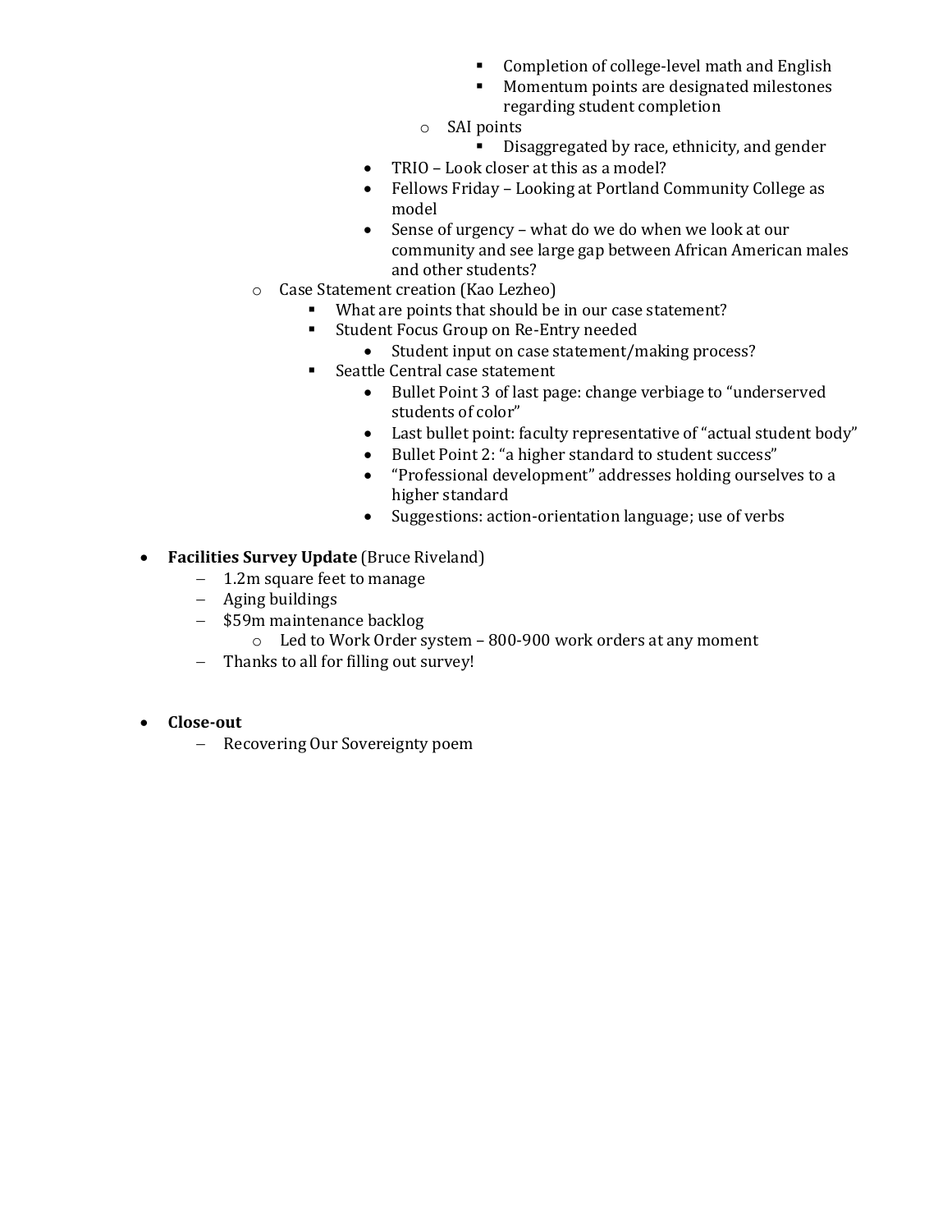- Completion of college-level math and English
            - Momentum points are designated milestones regarding student completion
         - SAI points
            - Disaggregated by race, ethnicity, and gender
      - TRIO – Look closer at this as a model?
      - Fellows Friday – Looking at Portland Community College as model
      - Sense of urgency – what do we do when we look at our community and see large gap between African American males and other students?
   - Case Statement creation (Kao Lezheo)
      - What are points that should be in our case statement?
      - Student Focus Group on Re-Entry needed
         - Student input on case statement/making process?
      - Seattle Central case statement
         - Bullet Point 3 of last page: change verbiage to "underserved students of color"
         - Last bullet point: faculty representative of "actual student body"
         - Bullet Point 2: "a higher standard to student success"
         - "Professional development" addresses holding ourselves to a higher standard
         - Suggestions: action-orientation language; use of verbs

- **Facilities Survey Update** (Bruce Riveland)
   - 1.2m square feet to manage
   - Aging buildings
   - $59m maintenance backlog
      - Led to Work Order system – 800-900 work orders at any moment
   - Thanks to all for filling out survey!

- **Close-out**
   - Recovering Our Sovereignty poem